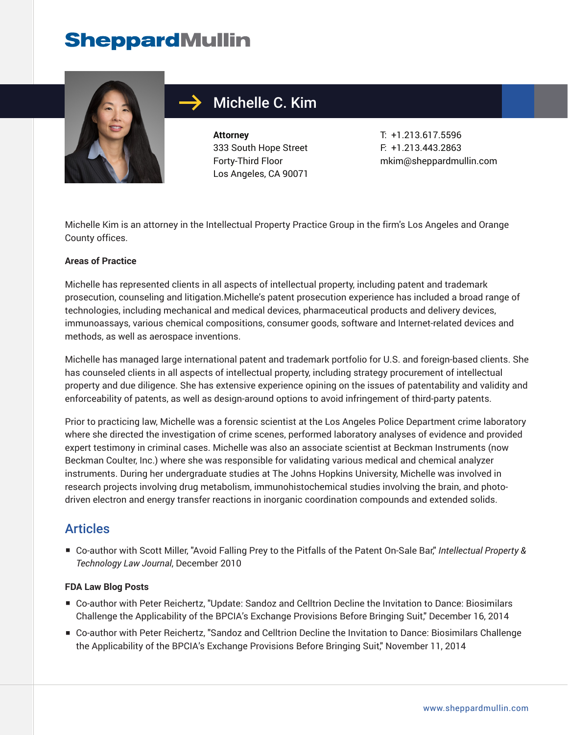# SheppardMullin

## Michelle C. Kim

**Attorney**
333 South Hope Street
Forty-Third Floor
Los Angeles, CA 90071

T: +1.213.617.5596
F: +1.213.443.2863
mkim@sheppardmullin.com

Michelle Kim is an attorney in the Intellectual Property Practice Group in the firm's Los Angeles and Orange County offices.

**Areas of Practice**

Michelle has represented clients in all aspects of intellectual property, including patent and trademark prosecution, counseling and litigation.Michelle's patent prosecution experience has included a broad range of technologies, including mechanical and medical devices, pharmaceutical products and delivery devices, immunoassays, various chemical compositions, consumer goods, software and Internet-related devices and methods, as well as aerospace inventions.

Michelle has managed large international patent and trademark portfolio for U.S. and foreign-based clients. She has counseled clients in all aspects of intellectual property, including strategy procurement of intellectual property and due diligence. She has extensive experience opining on the issues of patentability and validity and enforceability of patents, as well as design-around options to avoid infringement of third-party patents.

Prior to practicing law, Michelle was a forensic scientist at the Los Angeles Police Department crime laboratory where she directed the investigation of crime scenes, performed laboratory analyses of evidence and provided expert testimony in criminal cases. Michelle was also an associate scientist at Beckman Instruments (now Beckman Coulter, Inc.) where she was responsible for validating various medical and chemical analyzer instruments. During her undergraduate studies at The Johns Hopkins University, Michelle was involved in research projects involving drug metabolism, immunohistochemical studies involving the brain, and photo-driven electron and energy transfer reactions in inorganic coordination compounds and extended solids.

## Articles

- Co-author with Scott Miller, "Avoid Falling Prey to the Pitfalls of the Patent On-Sale Bar," *Intellectual Property & Technology Law Journal*, December 2010

**FDA Law Blog Posts**

- Co-author with Peter Reichertz, "Update: Sandoz and Celltrion Decline the Invitation to Dance: Biosimilars Challenge the Applicability of the BPCIA's Exchange Provisions Before Bringing Suit," December 16, 2014
- Co-author with Peter Reichertz, "Sandoz and Celltrion Decline the Invitation to Dance: Biosimilars Challenge the Applicability of the BPCIA's Exchange Provisions Before Bringing Suit," November 11, 2014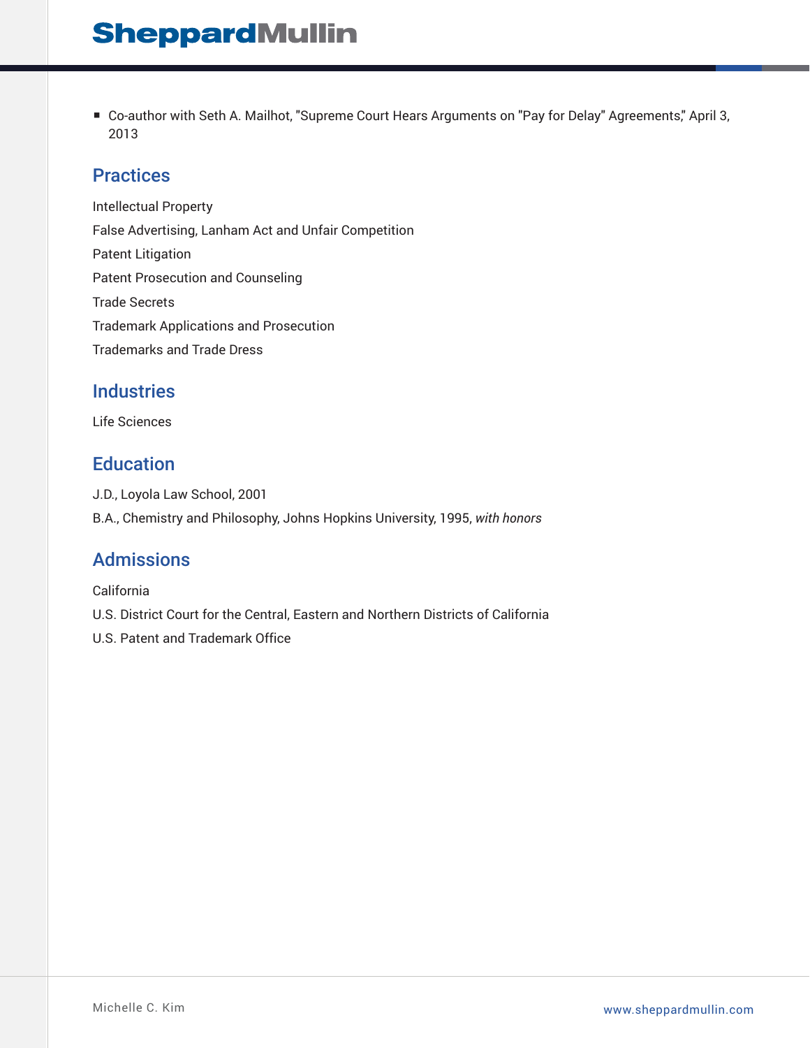- Co-author with Seth A. Mailhot, "Supreme Court Hears Arguments on "Pay for Delay" Agreements," April 3, 2013

## Practices

Intellectual Property

False Advertising, Lanham Act and Unfair Competition

Patent Litigation

Patent Prosecution and Counseling

Trade Secrets

Trademark Applications and Prosecution

Trademarks and Trade Dress

## Industries

Life Sciences

## Education

J.D., Loyola Law School, 2001

B.A., Chemistry and Philosophy, Johns Hopkins University, 1995, *with honors*

## Admissions

California

U.S. District Court for the Central, Eastern and Northern Districts of California

U.S. Patent and Trademark Office